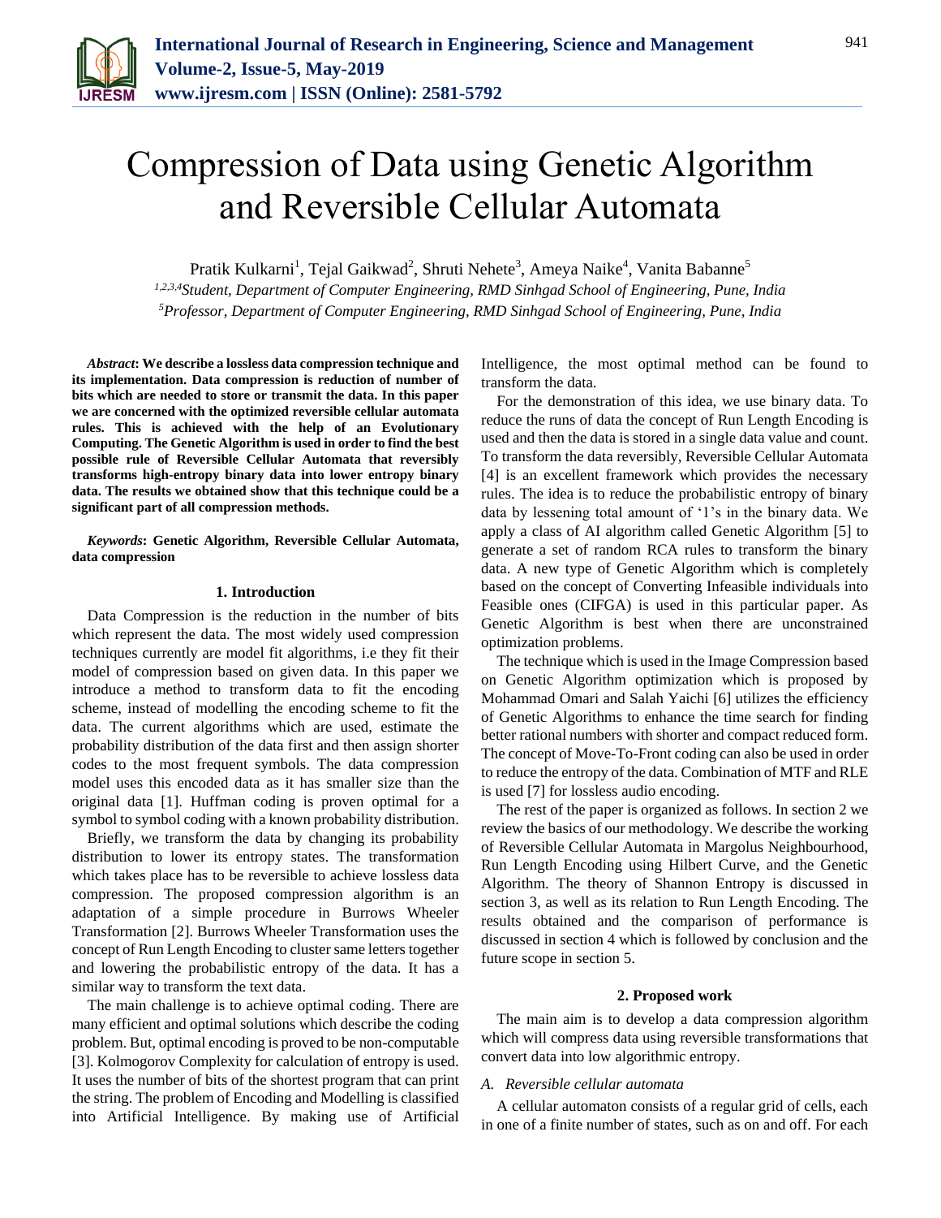# Compression of Data using Genetic Algorithm and Reversible Cellular Automata

Pratik Kulkarni[1], Tejal Gaikwad[2], Shruti Nehete[3], Ameya Naike[4], Vanita Babanne[5]

[1,2,3,4]*Student, Department of Computer Engineering, RMD Sinhgad School of Engineering, Pune, India*
[5]*Professor, Department of Computer Engineering, RMD Sinhgad School of Engineering, Pune, India*

***Abstract*: We describe a lossless data compression technique and its implementation. Data compression is reduction of number of bits which are needed to store or transmit the data. In this paper we are concerned with the optimized reversible cellular automata rules. This is achieved with the help of an Evolutionary Computing. The Genetic Algorithm is used in order to find the best possible rule of Reversible Cellular Automata that reversibly transforms high-entropy binary data into lower entropy binary data. The results we obtained show that this technique could be a significant part of all compression methods.**

***Keywords*: Genetic Algorithm, Reversible Cellular Automata, data compression**

## 1. Introduction

Data Compression is the reduction in the number of bits which represent the data. The most widely used compression techniques currently are model fit algorithms, i.e they fit their model of compression based on given data. In this paper we introduce a method to transform data to fit the encoding scheme, instead of modelling the encoding scheme to fit the data. The current algorithms which are used, estimate the probability distribution of the data first and then assign shorter codes to the most frequent symbols. The data compression model uses this encoded data as it has smaller size than the original data [1]. Huffman coding is proven optimal for a symbol to symbol coding with a known probability distribution.

Briefly, we transform the data by changing its probability distribution to lower its entropy states. The transformation which takes place has to be reversible to achieve lossless data compression. The proposed compression algorithm is an adaptation of a simple procedure in Burrows Wheeler Transformation [2]. Burrows Wheeler Transformation uses the concept of Run Length Encoding to cluster same letters together and lowering the probabilistic entropy of the data. It has a similar way to transform the text data.

The main challenge is to achieve optimal coding. There are many efficient and optimal solutions which describe the coding problem. But, optimal encoding is proved to be non-computable [3]. Kolmogorov Complexity for calculation of entropy is used. It uses the number of bits of the shortest program that can print the string. The problem of Encoding and Modelling is classified into Artificial Intelligence. By making use of Artificial Intelligence, the most optimal method can be found to transform the data.

For the demonstration of this idea, we use binary data. To reduce the runs of data the concept of Run Length Encoding is used and then the data is stored in a single data value and count. To transform the data reversibly, Reversible Cellular Automata [4] is an excellent framework which provides the necessary rules. The idea is to reduce the probabilistic entropy of binary data by lessening total amount of '1's in the binary data. We apply a class of AI algorithm called Genetic Algorithm [5] to generate a set of random RCA rules to transform the binary data. A new type of Genetic Algorithm which is completely based on the concept of Converting Infeasible individuals into Feasible ones (CIFGA) is used in this particular paper. As Genetic Algorithm is best when there are unconstrained optimization problems.

The technique which is used in the Image Compression based on Genetic Algorithm optimization which is proposed by Mohammad Omari and Salah Yaichi [6] utilizes the efficiency of Genetic Algorithms to enhance the time search for finding better rational numbers with shorter and compact reduced form. The concept of Move-To-Front coding can also be used in order to reduce the entropy of the data. Combination of MTF and RLE is used [7] for lossless audio encoding.

The rest of the paper is organized as follows. In section 2 we review the basics of our methodology. We describe the working of Reversible Cellular Automata in Margolus Neighbourhood, Run Length Encoding using Hilbert Curve, and the Genetic Algorithm. The theory of Shannon Entropy is discussed in section 3, as well as its relation to Run Length Encoding. The results obtained and the comparison of performance is discussed in section 4 which is followed by conclusion and the future scope in section 5.

## 2. Proposed work

The main aim is to develop a data compression algorithm which will compress data using reversible transformations that convert data into low algorithmic entropy.

### *A. Reversible cellular automata*

A cellular automaton consists of a regular grid of cells, each in one of a finite number of states, such as on and off. For each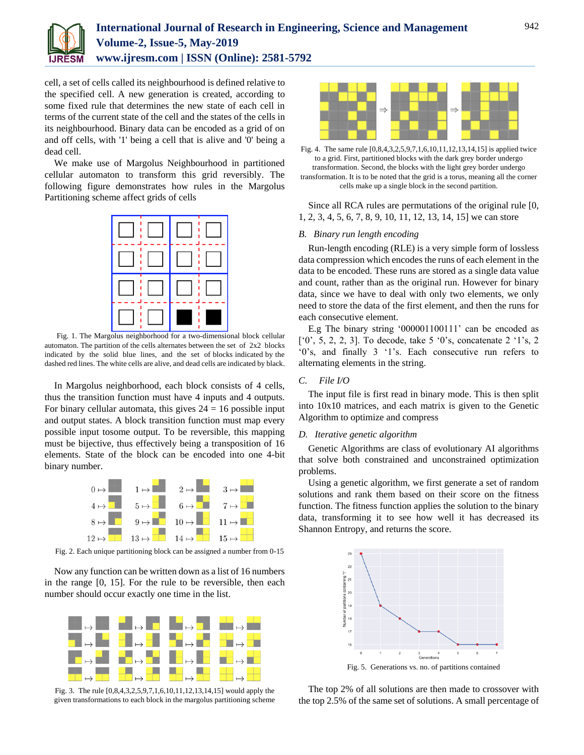cell, a set of cells called its neighbourhood is defined relative to the specified cell. A new generation is created, according to some fixed rule that determines the new state of each cell in terms of the current state of the cell and the states of the cells in its neighbourhood. Binary data can be encoded as a grid of on and off cells, with '1' being a cell that is alive and '0' being a dead cell.

We make use of Margolus Neighbourhood in partitioned cellular automaton to transform this grid reversibly. The following figure demonstrates how rules in the Margolus Partitioning scheme affect grids of cells

Fig. 1. The Margolus neighborhood for a two-dimensional block cellular automaton. The partition of the cells alternates between the set of 2x2 blocks indicated by the solid blue lines, and the set of blocks indicated by the dashed red lines. The white cells are alive, and dead cells are indicated by black.

In Margolus neighborhood, each block consists of 4 cells, thus the transition function must have 4 inputs and 4 outputs. For binary cellular automata, this gives 24 = 16 possible input and output states. A block transition function must map every possible input tosome output. To be reversible, this mapping must be bijective, thus effectively being a transposition of 16 elements. State of the block can be encoded into one 4-bit binary number.

Fig. 2. Each unique partitioning block can be assigned a number from 0-15

Now any function can be written down as a list of 16 numbers in the range [0, 15]. For the rule to be reversible, then each number should occur exactly one time in the list.

Fig. 3. The rule [0,8,4,3,2,5,9,7,1,6,10,11,12,13,14,15] would apply the given transformations to each block in the margolus partitioning scheme

Fig. 4. The same rule [0,8,4,3,2,5,9,7,1,6,10,11,12,13,14,15] is applied twice to a grid. First, partitioned blocks with the dark grey border undergo transformation. Second, the blocks with the light grey border undergo transformation. It is to be noted that the grid is a torus, meaning all the corner cells make up a single block in the second partition.

Since all RCA rules are permutations of the original rule [0, 1, 2, 3, 4, 5, 6, 7, 8, 9, 10, 11, 12, 13, 14, 15] we can store

### *B. Binary run length encoding*

Run-length encoding (RLE) is a very simple form of lossless data compression which encodes the runs of each element in the data to be encoded. These runs are stored as a single data value and count, rather than as the original run. However for binary data, since we have to deal with only two elements, we only need to store the data of the first element, and then the runs for each consecutive element.

E.g The binary string '000001100111' can be encoded as ['0', 5, 2, 2, 3]. To decode, take 5 '0's, concatenate 2 '1's, 2 '0's, and finally 3 '1's. Each consecutive run refers to alternating elements in the string.

### *C. File I/O*

The input file is first read in binary mode. This is then split into 10x10 matrices, and each matrix is given to the Genetic Algorithm to optimize and compress

### *D. Iterative genetic algorithm*

Genetic Algorithms are class of evolutionary AI algorithms that solve both constrained and unconstrained optimization problems.

Using a genetic algorithm, we first generate a set of random solutions and rank them based on their score on the fitness function. The fitness function applies the solution to the binary data, transforming it to see how well it has decreased its Shannon Entropy, and returns the score.

Fig. 5. Generations vs. no. of partitions contained

The top 2% of all solutions are then made to crossover with the top 2.5% of the same set of solutions. A small percentage of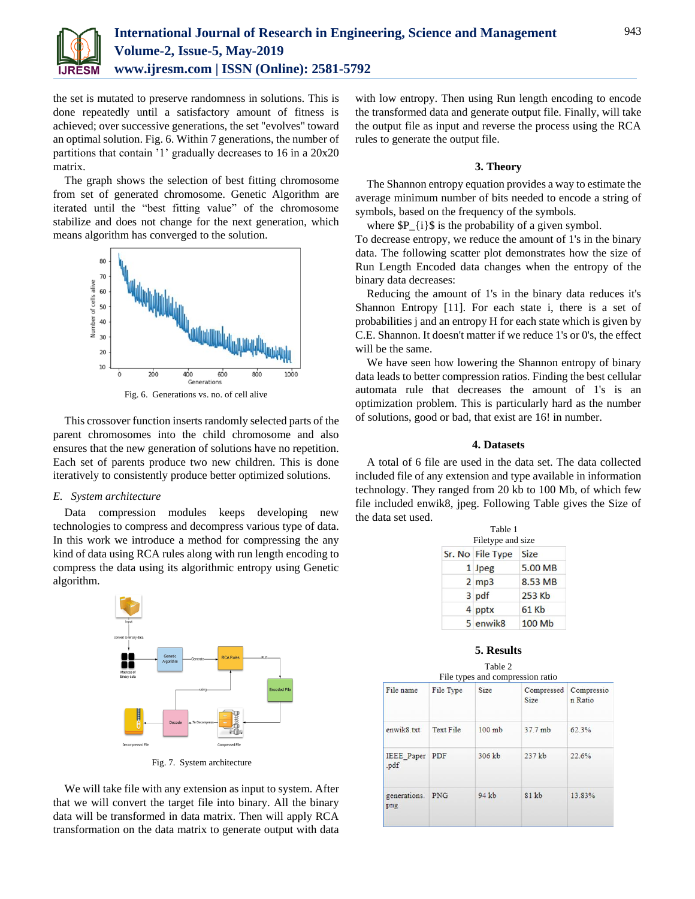the set is mutated to preserve randomness in solutions. This is done repeatedly until a satisfactory amount of fitness is achieved; over successive generations, the set "evolves" toward an optimal solution. Fig. 6. Within 7 generations, the number of partitions that contain '1' gradually decreases to 16 in a 20x20 matrix.

The graph shows the selection of best fitting chromosome from set of generated chromosome. Genetic Algorithm are iterated until the "best fitting value" of the chromosome stabilize and does not change for the next generation, which means algorithm has converged to the solution.

Fig. 6. Generations vs. no. of cell alive

This crossover function inserts randomly selected parts of the parent chromosomes into the child chromosome and also ensures that the new generation of solutions have no repetition. Each set of parents produce two new children. This is done iteratively to consistently produce better optimized solutions.

*E. System architecture*

Data compression modules keeps developing new technologies to compress and decompress various type of data. In this work we introduce a method for compressing the any kind of data using RCA rules along with run length encoding to compress the data using its algorithmic entropy using Genetic algorithm.

Fig. 7. System architecture

We will take file with any extension as input to system. After that we will convert the target file into binary. All the binary data will be transformed in data matrix. Then will apply RCA transformation on the data matrix to generate output with data with low entropy. Then using Run length encoding to encode the transformed data and generate output file. Finally, will take the output file as input and reverse the process using the RCA rules to generate the output file.

## 3. Theory

The Shannon entropy equation provides a way to estimate the average minimum number of bits needed to encode a string of symbols, based on the frequency of the symbols.

where $P_{i}$ is the probability of a given symbol.

To decrease entropy, we reduce the amount of 1's in the binary data. The following scatter plot demonstrates how the size of Run Length Encoded data changes when the entropy of the binary data decreases:

Reducing the amount of 1's in the binary data reduces it's Shannon Entropy [11]. For each state i, there is a set of probabilities j and an entropy H for each state which is given by C.E. Shannon. It doesn't matter if we reduce 1's or 0's, the effect will be the same.

We have seen how lowering the Shannon entropy of binary data leads to better compression ratios. Finding the best cellular automata rule that decreases the amount of 1's is an optimization problem. This is particularly hard as the number of solutions, good or bad, that exist are 16! in number.

## 4. Datasets

A total of 6 file are used in the data set. The data collected included file of any extension and type available in information technology. They ranged from 20 kb to 100 Mb, of which few file included enwik8, jpeg. Following Table gives the Size of the data set used.

Table 1
Filetype and size

| Sr. No | File Type | Size |
|---|---|---|
| 1 | Jpeg | 5.00 MB |
| 2 | mp3 | 8.53 MB |
| 3 | pdf | 253 Kb |
| 4 | pptx | 61 Kb |
| 5 | enwik8 | 100 Mb |

## 5. Results

Table 2
File types and compression ratio

| File name | File Type | Size | Compressed Size | Compression Ratio |
|---|---|---|---|---|
| enwik8.txt | Text File | 100 mb | 37.7 mb | 62.3% |
| IEEE_Paper.pdf | PDF | 306 kb | 237 kb | 22.6% |
| generations.png | PNG | 94 kb | 81 kb | 13.83% |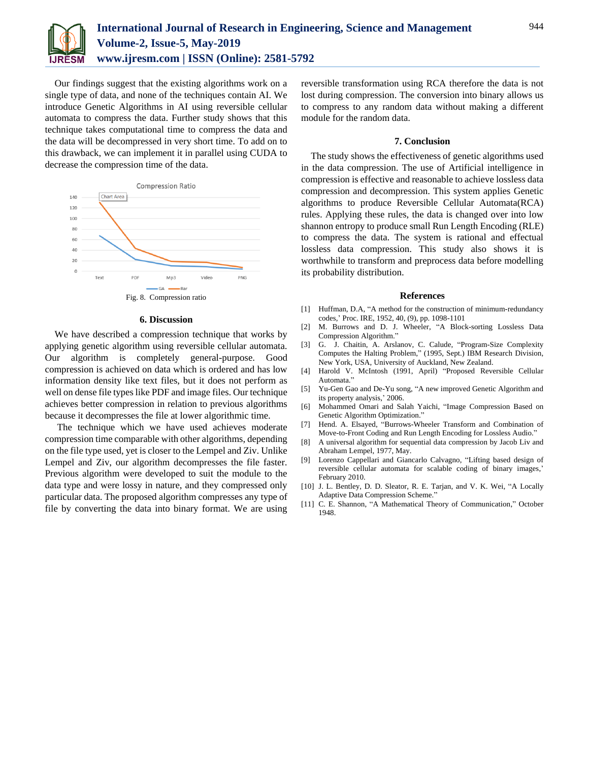Our findings suggest that the existing algorithms work on a single type of data, and none of the techniques contain AI. We introduce Genetic Algorithms in AI using reversible cellular automata to compress the data. Further study shows that this technique takes computational time to compress the data and the data will be decompressed in very short time. To add on to this drawback, we can implement it in parallel using CUDA to decrease the compression time of the data.

Compression Ratio

Chart Area

140
120
100
80
60
40
20
0

Text
PDF
Mp3
Video
PNG

GA
Rar

Fig. 8. Compression ratio

## 6. Discussion

We have described a compression technique that works by applying genetic algorithm using reversible cellular automata. Our algorithm is completely general-purpose. Good compression is achieved on data which is ordered and has low information density like text files, but it does not perform as well on dense file types like PDF and image files. Our technique achieves better compression in relation to previous algorithms because it decompresses the file at lower algorithmic time.

The technique which we have used achieves moderate compression time comparable with other algorithms, depending on the file type used, yet is closer to the Lempel and Ziv. Unlike Lempel and Ziv, our algorithm decompresses the file faster. Previous algorithm were developed to suit the module to the data type and were lossy in nature, and they compressed only particular data. The proposed algorithm compresses any type of file by converting the data into binary format. We are using reversible transformation using RCA therefore the data is not lost during compression. The conversion into binary allows us to compress to any random data without making a different module for the random data.

## 7. Conclusion

The study shows the effectiveness of genetic algorithms used in the data compression. The use of Artificial intelligence in compression is effective and reasonable to achieve lossless data compression and decompression. This system applies Genetic algorithms to produce Reversible Cellular Automata(RCA) rules. Applying these rules, the data is changed over into low shannon entropy to produce small Run Length Encoding (RLE) to compress the data. The system is rational and effectual lossless data compression. This study also shows it is worthwhile to transform and preprocess data before modelling its probability distribution.

## References

[1] Huffman, D.A, "A method for the construction of minimum-redundancy codes,' Proc. IRE, 1952, 40, (9), pp. 1098-1101

[2] M. Burrows and D. J. Wheeler, "A Block-sorting Lossless Data Compression Algorithm."

[3] G. J. Chaitin, A. Arslanov, C. Calude, "Program-Size Complexity Computes the Halting Problem," (1995, Sept.) IBM Research Division, New York, USA, University of Auckland, New Zealand.

[4] Harold V. McIntosh (1991, April) "Proposed Reversible Cellular Automata."

[5] Yu-Gen Gao and De-Yu song, "A new improved Genetic Algorithm and its property analysis,' 2006.

[6] Mohammed Omari and Salah Yaichi, "Image Compression Based on Genetic Algorithm Optimization."

[7] Hend. A. Elsayed, "Burrows-Wheeler Transform and Combination of Move-to-Front Coding and Run Length Encoding for Lossless Audio."

[8] A universal algorithm for sequential data compression by Jacob Liv and Abraham Lempel, 1977, May.

[9] Lorenzo Cappellari and Giancarlo Calvagno, "Lifting based design of reversible cellular automata for scalable coding of binary images,' February 2010.

[10] J. L. Bentley, D. D. Sleator, R. E. Tarjan, and V. K. Wei, "A Locally Adaptive Data Compression Scheme."

[11] C. E. Shannon, "A Mathematical Theory of Communication," October 1948.